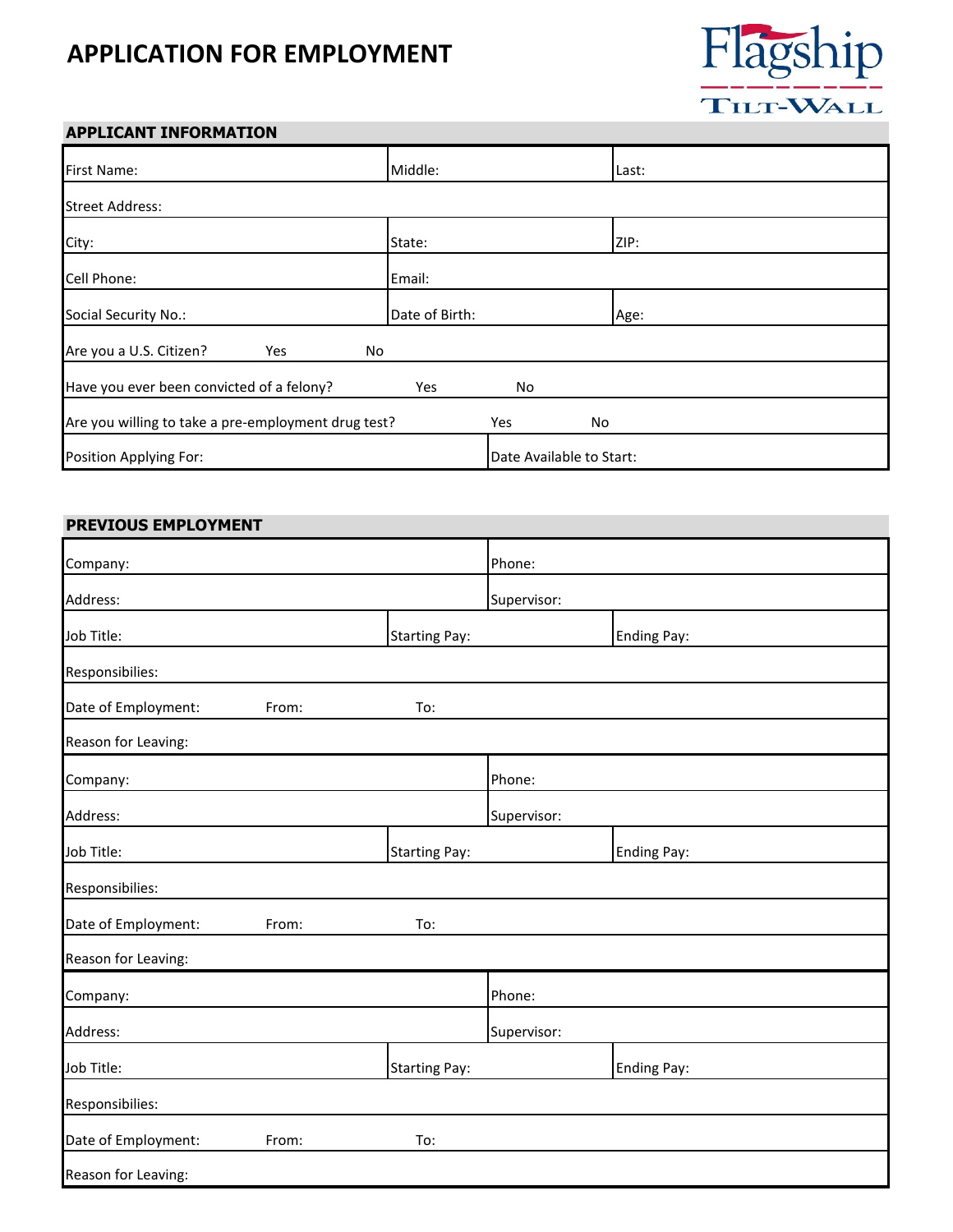# APPLICATION FOR EMPLOYMENT

Flagship Tilt-Wall

## APPLICANT INFORMATION

| | | |
|---|---|---|
| First Name: | Middle: | Last: |
| Street Address: | | |
| City: | State: | ZIP: |
| Cell Phone: | Email: | |
| Social Security No.: | Date of Birth: | Age: |
| Are you a U.S. Citizen? Yes No | | |
| Have you ever been convicted of a felony? Yes No | | |
| Are you willing to take a pre-employment drug test? Yes No | | |
| Position Applying For: | Date Available to Start: | |

## PREVIOUS EMPLOYMENT

| | | |
|---|---|---|
| Company: | Phone: | |
| Address: | Supervisor: | |
| Job Title: | Starting Pay: | Ending Pay: |
| Responsibilities: | | |
| Date of Employment: From: To: | | |
| Reason for Leaving: | | |
| Company: | Phone: | |
| Address: | Supervisor: | |
| Job Title: | Starting Pay: | Ending Pay: |
| Responsibilities: | | |
| Date of Employment: From: To: | | |
| Reason for Leaving: | | |
| Company: | Phone: | |
| Address: | Supervisor: | |
| Job Title: | Starting Pay: | Ending Pay: |
| Responsibilities: | | |
| Date of Employment: From: To: | | |
| Reason for Leaving: | | |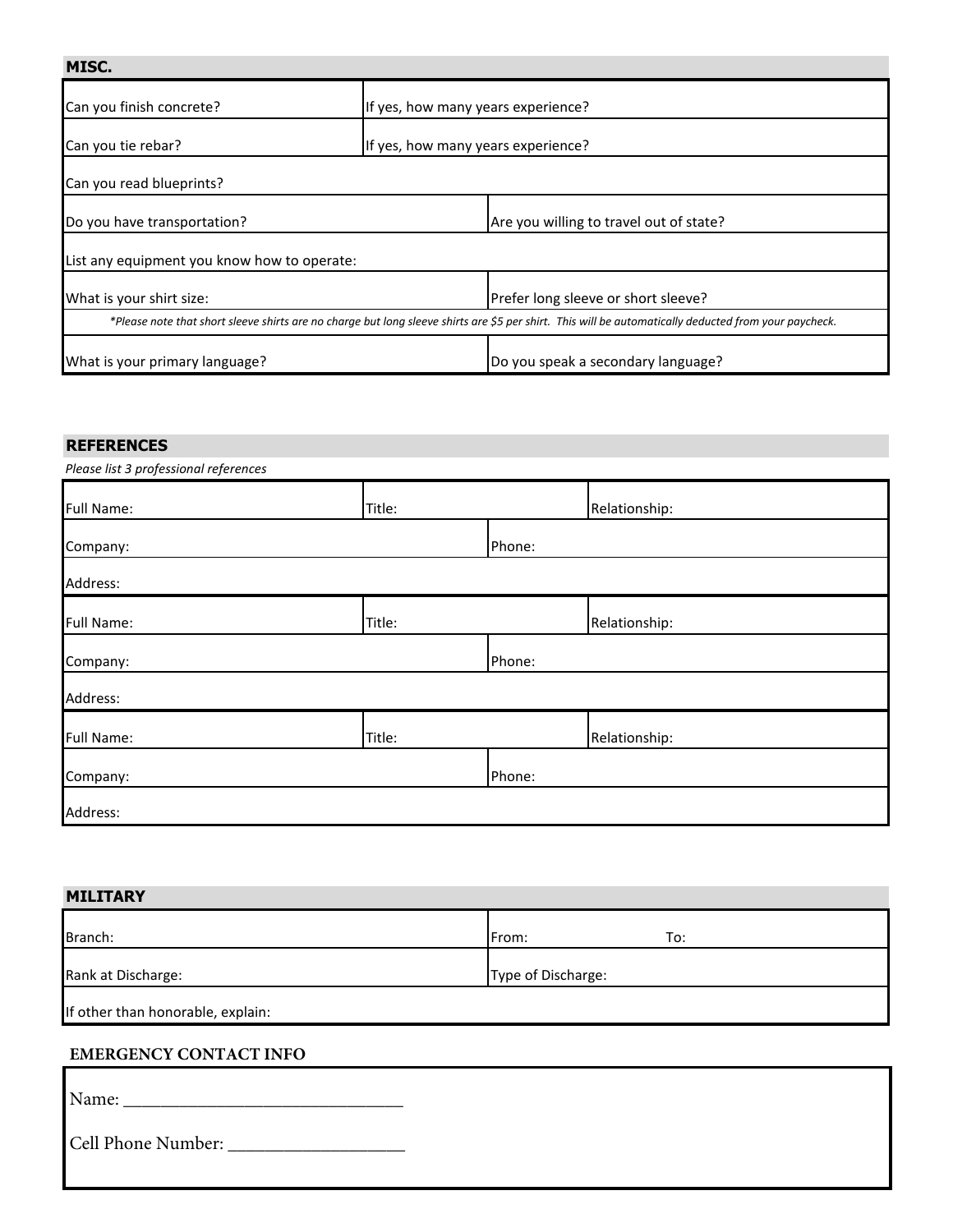## MISC.

| | |
|---|---|
| Can you finish concrete? | If yes, how many years experience? |
| Can you tie rebar? | If yes, how many years experience? |
| Can you read blueprints? | |
| Do you have transportation? | Are you willing to travel out of state? |
| List any equipment you know how to operate: | |
| What is your shirt size: | Prefer long sleeve or short sleeve? |

*\*Please note that short sleeve shirts are no charge but long sleeve shirts are $5 per shirt. This will be automatically deducted from your paycheck.*

| | |
|---|---|
| What is your primary language? | Do you speak a secondary language? |

## REFERENCES

*Please list 3 professional references*

| | | |
|---|---|---|
| Full Name: | Title: | Relationship: |
| Company: | Phone: | |
| Address: | | |
| Full Name: | Title: | Relationship: |
| Company: | Phone: | |
| Address: | | |
| Full Name: | Title: | Relationship: |
| Company: | Phone: | |
| Address: | | |

## MILITARY

| | | |
|---|---|---|
| Branch: | From: | To: |
| Rank at Discharge: | Type of Discharge: | |
| If other than honorable, explain: | | |

## EMERGENCY CONTACT INFO

Name: ______________________________

Cell Phone Number: __________________